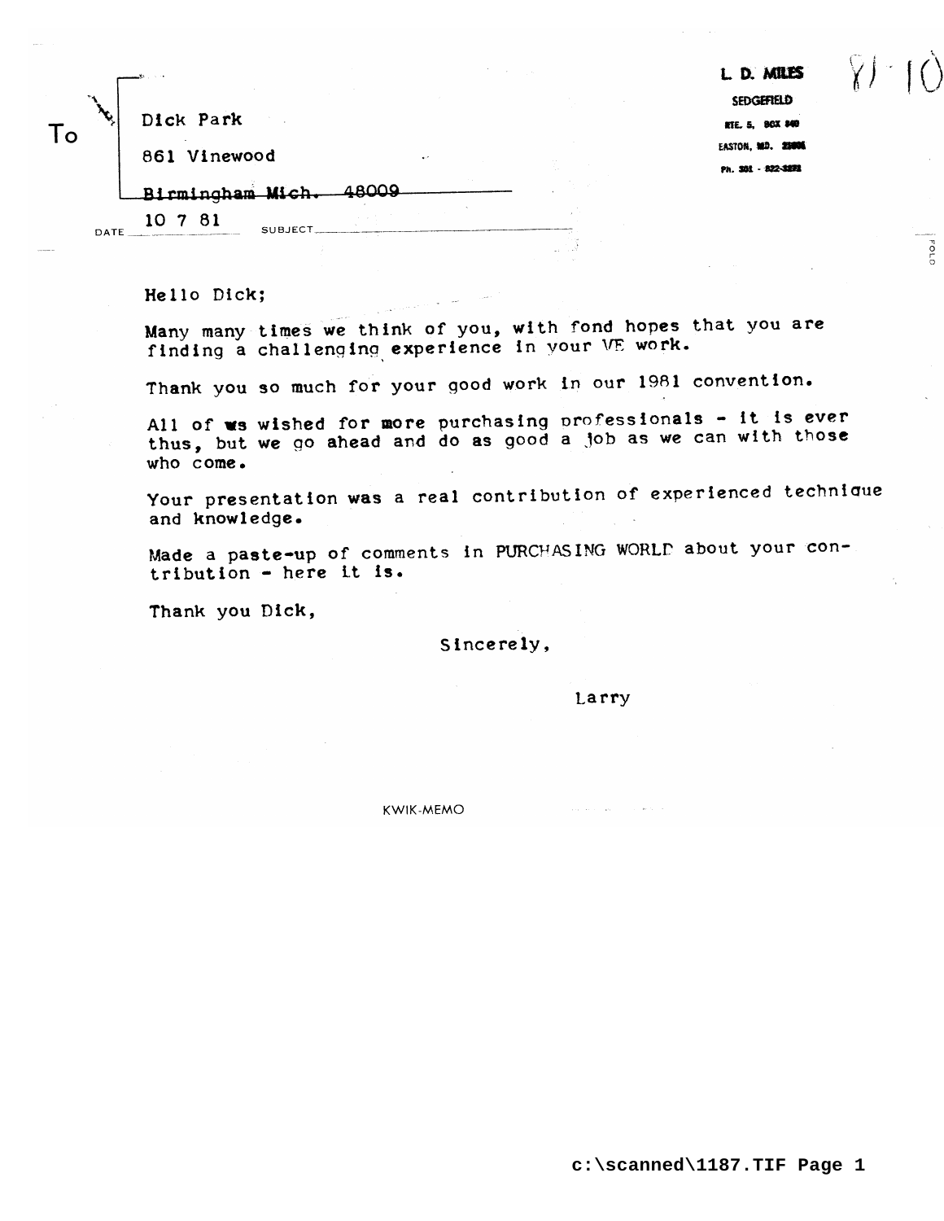L. D. MILES
SEDGEFIELD
RTE. 5, BOX 840
EASTON, MD. 21601
PH. 301 - 822-3272

81-10

To

Dick Park

861 Vinewood

Birmingham Mich. 48009

DATE 10 7 81 SUBJECT

Hello Dick;

Many many times we think of you, with fond hopes that you are finding a challenging experience in your VE work.

Thank you so much for your good work in our 1981 convention.

All of us wished for more purchasing professionals - it is ever thus, but we go ahead and do as good a job as we can with those who come.

Your presentation was a real contribution of experienced technique and knowledge.

Made a paste-up of comments in PURCHASING WORLD about your contribution - here it is.

Thank you Dick,

Sincerely,

Larry

KWIK-MEMO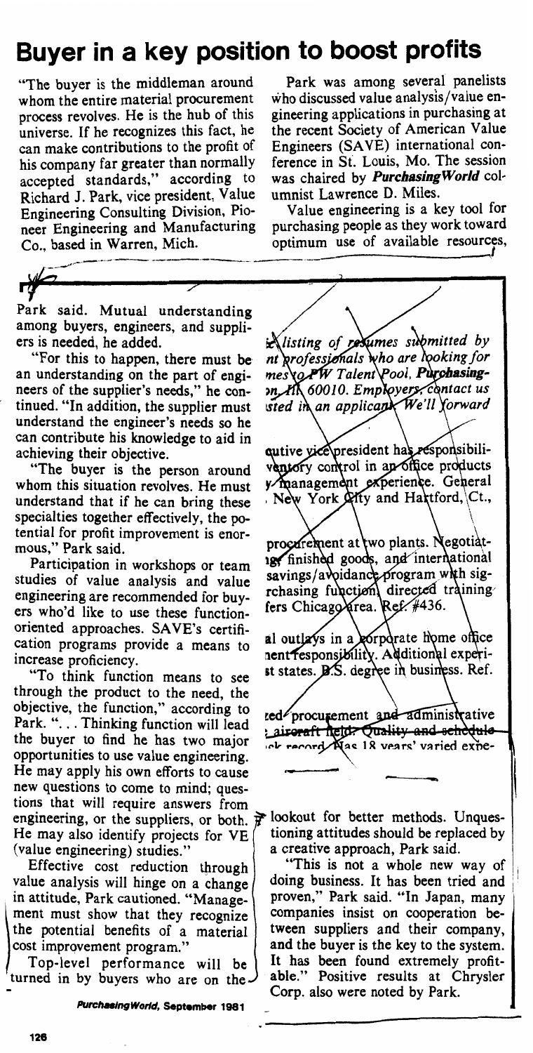# Buyer in a key position to boost profits

"The buyer is the middleman around whom the entire material procurement process revolves. He is the hub of this universe. If he recognizes this fact, he can make contributions to the profit of his company far greater than normally accepted standards," according to Richard J. Park, vice president, Value Engineering Consulting Division, Pioneer Engineering and Manufacturing Co., based in Warren, Mich.

Park was among several panelists who discussed value analysis/value engineering applications in purchasing at the recent Society of American Value Engineers (SAVE) international conference in St. Louis, Mo. The session was chaired by ***PurchasingWorld*** columnist Lawrence D. Miles.

Value engineering is a key tool for purchasing people as they work toward optimum use of available resources, Park said. Mutual understanding among buyers, engineers, and suppliers is needed, he added.

"For this to happen, there must be an understanding on the part of engineers of the supplier's needs," he continued. "In addition, the supplier must understand the engineer's needs so he can contribute his knowledge to aid in achieving their objective.

"The buyer is the person around whom this situation revolves. He must understand that if he can bring these specialties together effectively, the potential for profit improvement is enormous," Park said.

Participation in workshops or team studies of value analysis and value engineering are recommended for buyers who'd like to use these function-oriented approaches. SAVE's certification programs provide a means to increase proficiency.

"To think function means to see through the product to the need, the objective, the function," according to Park. ". . . Thinking function will lead the buyer to find he has two major opportunities to use value engineering. He may apply his own efforts to cause new questions to come to mind; questions that will require answers from engineering, or the suppliers, or both. He may also identify projects for VE (value engineering) studies."

Effective cost reduction through value analysis will hinge on a change in attitude, Park cautioned. "Management must show that they recognize the potential benefits of a material cost improvement program."

Top-level performance will be turned in by buyers who are on the lookout for better methods. Unquestioning attitudes should be replaced by a creative approach, Park said.

"This is not a whole new way of doing business. It has been tried and proven," Park said. "In Japan, many companies insist on cooperation between suppliers and their company, and the buyer is the key to the system. It has been found extremely profitable." Positive results at Chrysler Corp. also were noted by Park.